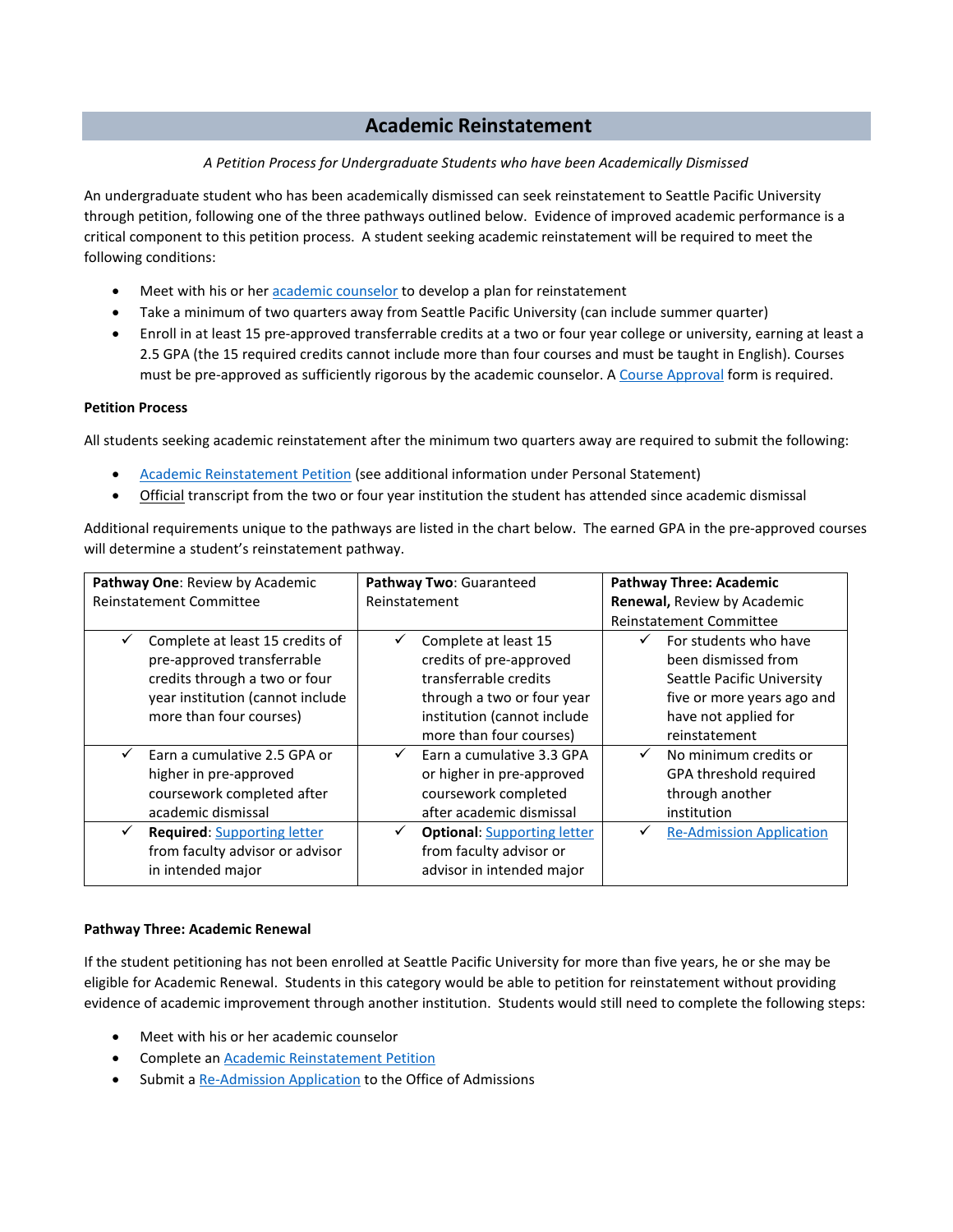# Academic Reinstatement

*A Petition Process for Undergraduate Students who have been Academically Dismissed*

An undergraduate student who has been academically dismissed can seek reinstatement to Seattle Pacific University through petition, following one of the three pathways outlined below. Evidence of improved academic performance is a critical component to this petition process. A student seeking academic reinstatement will be required to meet the following conditions:

- Meet with his or her academic counselor to develop a plan for reinstatement
- Take a minimum of two quarters away from Seattle Pacific University (can include summer quarter)
- Enroll in at least 15 pre-approved transferrable credits at a two or four year college or university, earning at least a 2.5 GPA (the 15 required credits cannot include more than four courses and must be taught in English). Courses must be pre-approved as sufficiently rigorous by the academic counselor. A Course Approval form is required.

**Petition Process**

All students seeking academic reinstatement after the minimum two quarters away are required to submit the following:

- Academic Reinstatement Petition (see additional information under Personal Statement)
- Official transcript from the two or four year institution the student has attended since academic dismissal

Additional requirements unique to the pathways are listed in the chart below. The earned GPA in the pre-approved courses will determine a student's reinstatement pathway.

| **Pathway One**: Review by Academic Reinstatement Committee | **Pathway Two**: Guaranteed Reinstatement | **Pathway Three: Academic Renewal,** Review by Academic Reinstatement Committee |
|---|---|---|
| ✓ Complete at least 15 credits of pre-approved transferrable credits through a two or four year institution (cannot include more than four courses) | ✓ Complete at least 15 credits of pre-approved transferrable credits through a two or four year institution (cannot include more than four courses) | ✓ For students who have been dismissed from Seattle Pacific University five or more years ago and have not applied for reinstatement |
| ✓ Earn a cumulative 2.5 GPA or higher in pre-approved coursework completed after academic dismissal | ✓ Earn a cumulative 3.3 GPA or higher in pre-approved coursework completed after academic dismissal | ✓ No minimum credits or GPA threshold required through another institution |
| ✓ **Required**: Supporting letter from faculty advisor or advisor in intended major | ✓ **Optional**: Supporting letter from faculty advisor or advisor in intended major | ✓ Re-Admission Application |

**Pathway Three: Academic Renewal**

If the student petitioning has not been enrolled at Seattle Pacific University for more than five years, he or she may be eligible for Academic Renewal. Students in this category would be able to petition for reinstatement without providing evidence of academic improvement through another institution. Students would still need to complete the following steps:

- Meet with his or her academic counselor
- Complete an Academic Reinstatement Petition
- Submit a Re-Admission Application to the Office of Admissions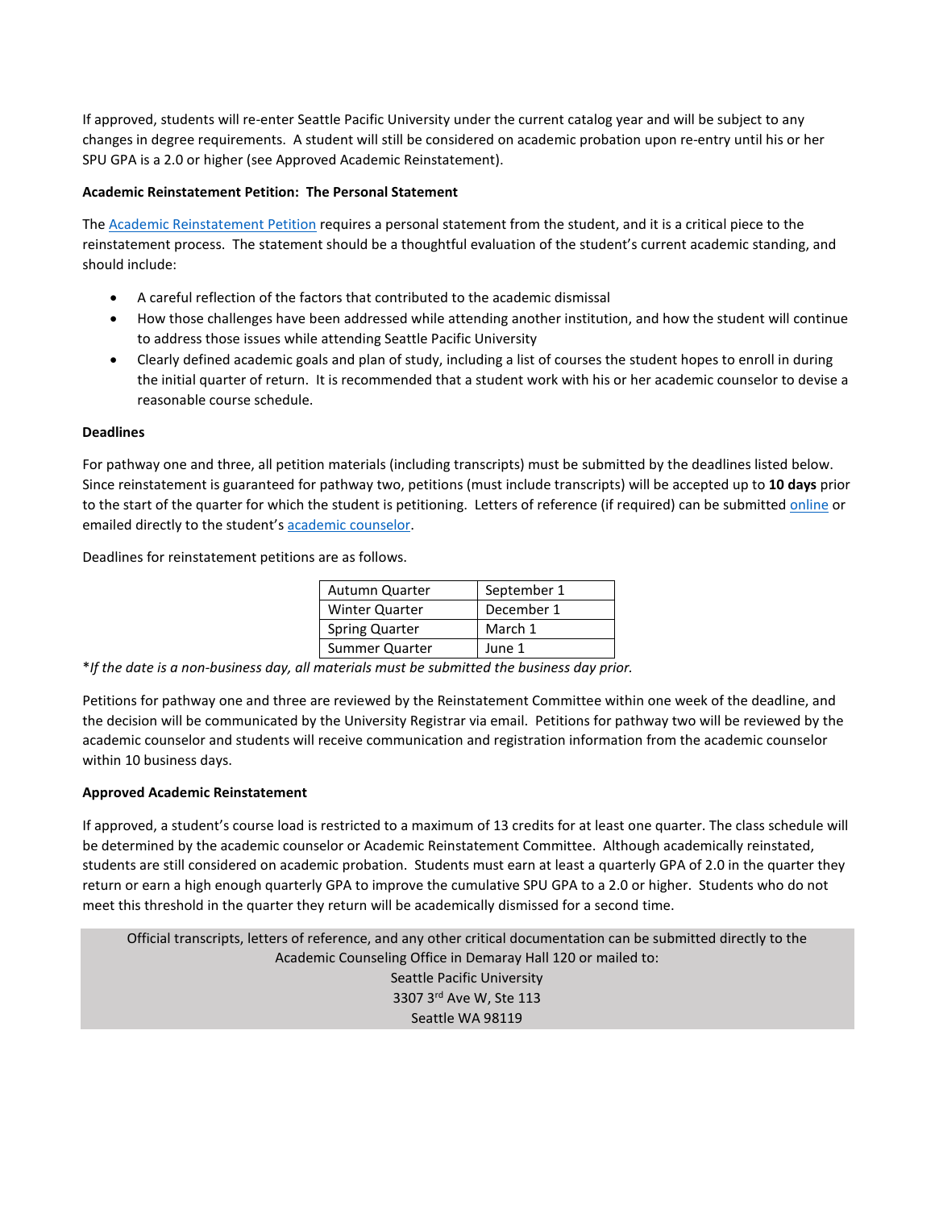If approved, students will re-enter Seattle Pacific University under the current catalog year and will be subject to any changes in degree requirements. A student will still be considered on academic probation upon re-entry until his or her SPU GPA is a 2.0 or higher (see Approved Academic Reinstatement).

**Academic Reinstatement Petition: The Personal Statement**

The Academic Reinstatement Petition requires a personal statement from the student, and it is a critical piece to the reinstatement process. The statement should be a thoughtful evaluation of the student's current academic standing, and should include:

- A careful reflection of the factors that contributed to the academic dismissal
- How those challenges have been addressed while attending another institution, and how the student will continue to address those issues while attending Seattle Pacific University
- Clearly defined academic goals and plan of study, including a list of courses the student hopes to enroll in during the initial quarter of return. It is recommended that a student work with his or her academic counselor to devise a reasonable course schedule.

**Deadlines**

For pathway one and three, all petition materials (including transcripts) must be submitted by the deadlines listed below. Since reinstatement is guaranteed for pathway two, petitions (must include transcripts) will be accepted up to **10 days** prior to the start of the quarter for which the student is petitioning. Letters of reference (if required) can be submitted online or emailed directly to the student's academic counselor.

Deadlines for reinstatement petitions are as follows.

| | |
|---|---|
| Autumn Quarter | September 1 |
| Winter Quarter | December 1 |
| Spring Quarter | March 1 |
| Summer Quarter | June 1 |

*\*If the date is a non-business day, all materials must be submitted the business day prior.*

Petitions for pathway one and three are reviewed by the Reinstatement Committee within one week of the deadline, and the decision will be communicated by the University Registrar via email. Petitions for pathway two will be reviewed by the academic counselor and students will receive communication and registration information from the academic counselor within 10 business days.

**Approved Academic Reinstatement**

If approved, a student's course load is restricted to a maximum of 13 credits for at least one quarter. The class schedule will be determined by the academic counselor or Academic Reinstatement Committee. Although academically reinstated, students are still considered on academic probation. Students must earn at least a quarterly GPA of 2.0 in the quarter they return or earn a high enough quarterly GPA to improve the cumulative SPU GPA to a 2.0 or higher. Students who do not meet this threshold in the quarter they return will be academically dismissed for a second time.

Official transcripts, letters of reference, and any other critical documentation can be submitted directly to the Academic Counseling Office in Demaray Hall 120 or mailed to:
Seattle Pacific University
3307 3rd Ave W, Ste 113
Seattle WA 98119